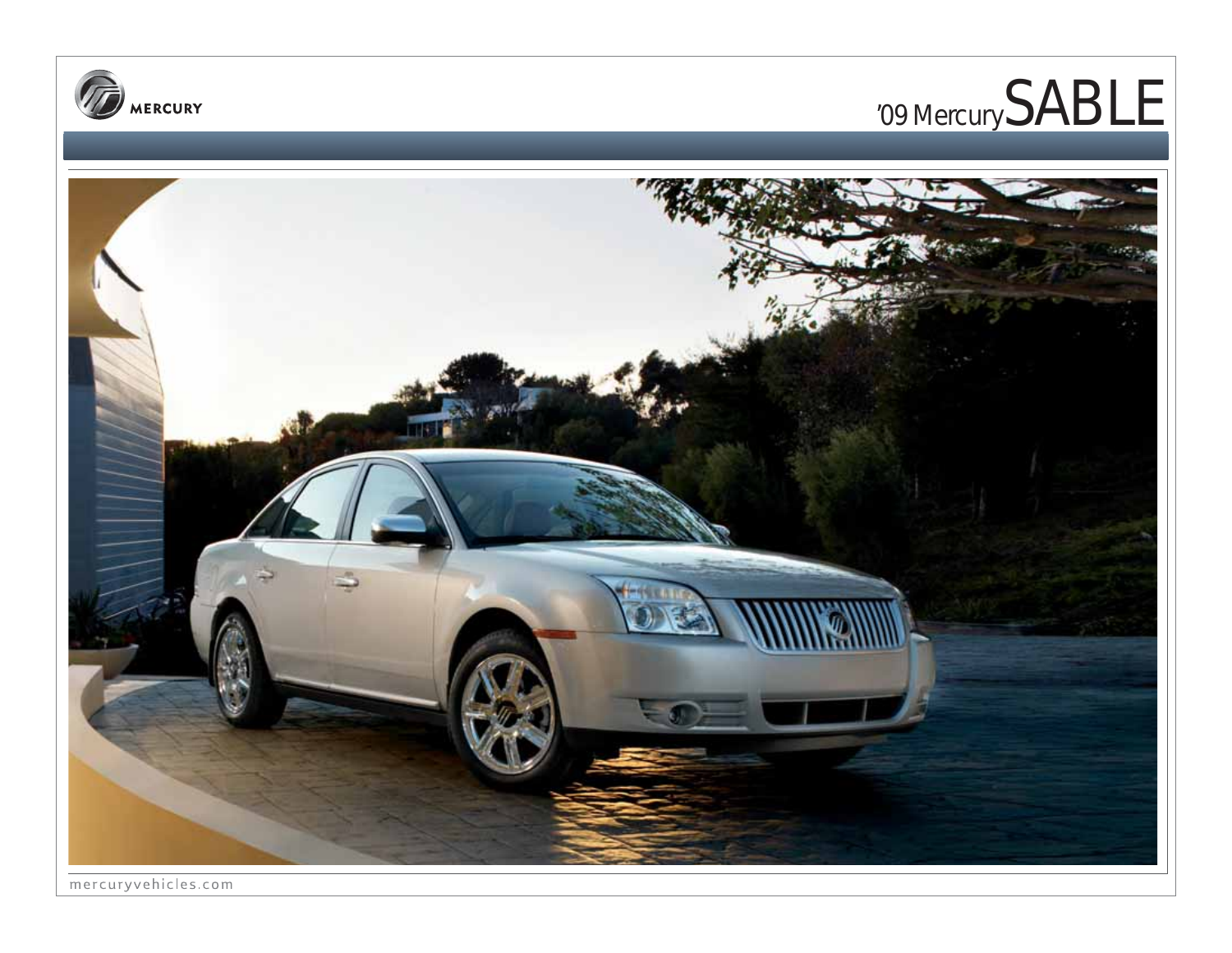MERCURY

# '09 Mercury SABLE

mercuryvehicles.com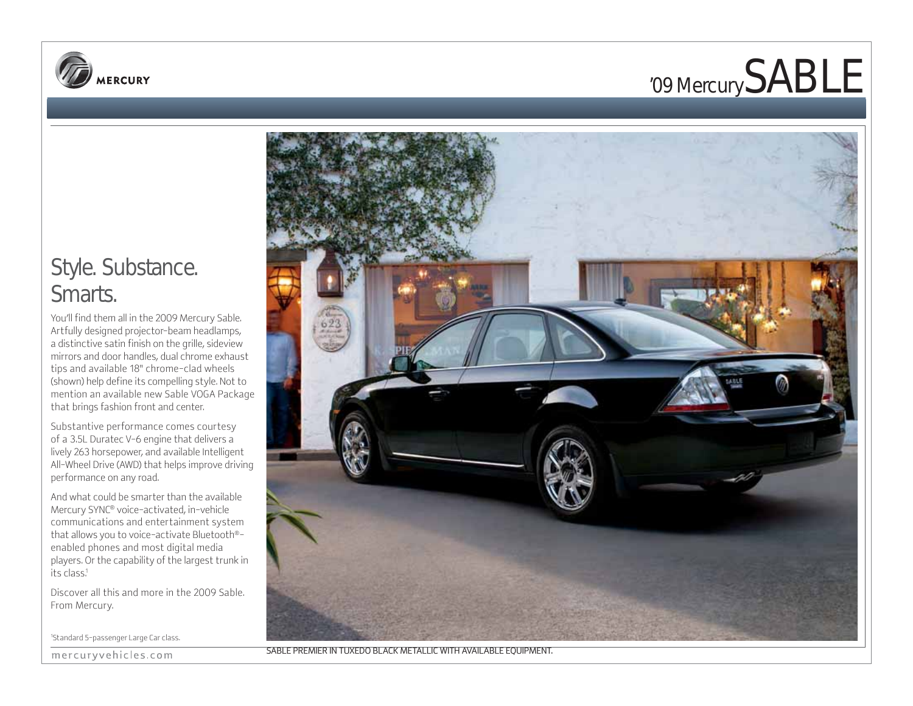# '09 Mercury SABLE

## Style. Substance. Smarts.

You'll find them all in the 2009 Mercury Sable. Artfully designed projector-beam headlamps, a distinctive satin finish on the grille, sideview mirrors and door handles, dual chrome exhaust tips and available 18" chrome-clad wheels (shown) help define its compelling style. Not to mention an available new Sable VOGA Package that brings fashion front and center.

Substantive performance comes courtesy of a 3.5L Duratec V-6 engine that delivers a lively 263 horsepower, and available Intelligent All-Wheel Drive (AWD) that helps improve driving performance on any road.

And what could be smarter than the available Mercury SYNC® voice-activated, in-vehicle communications and entertainment system that allows you to voice-activate Bluetooth®-enabled phones and most digital media players. Or the capability of the largest trunk in its class.[1]

Discover all this and more in the 2009 Sable. From Mercury.

[1]Standard 5-passenger Large Car class.

mercuryvehicles.com

SABLE PREMIER IN TUXEDO BLACK METALLIC WITH AVAILABLE EQUIPMENT.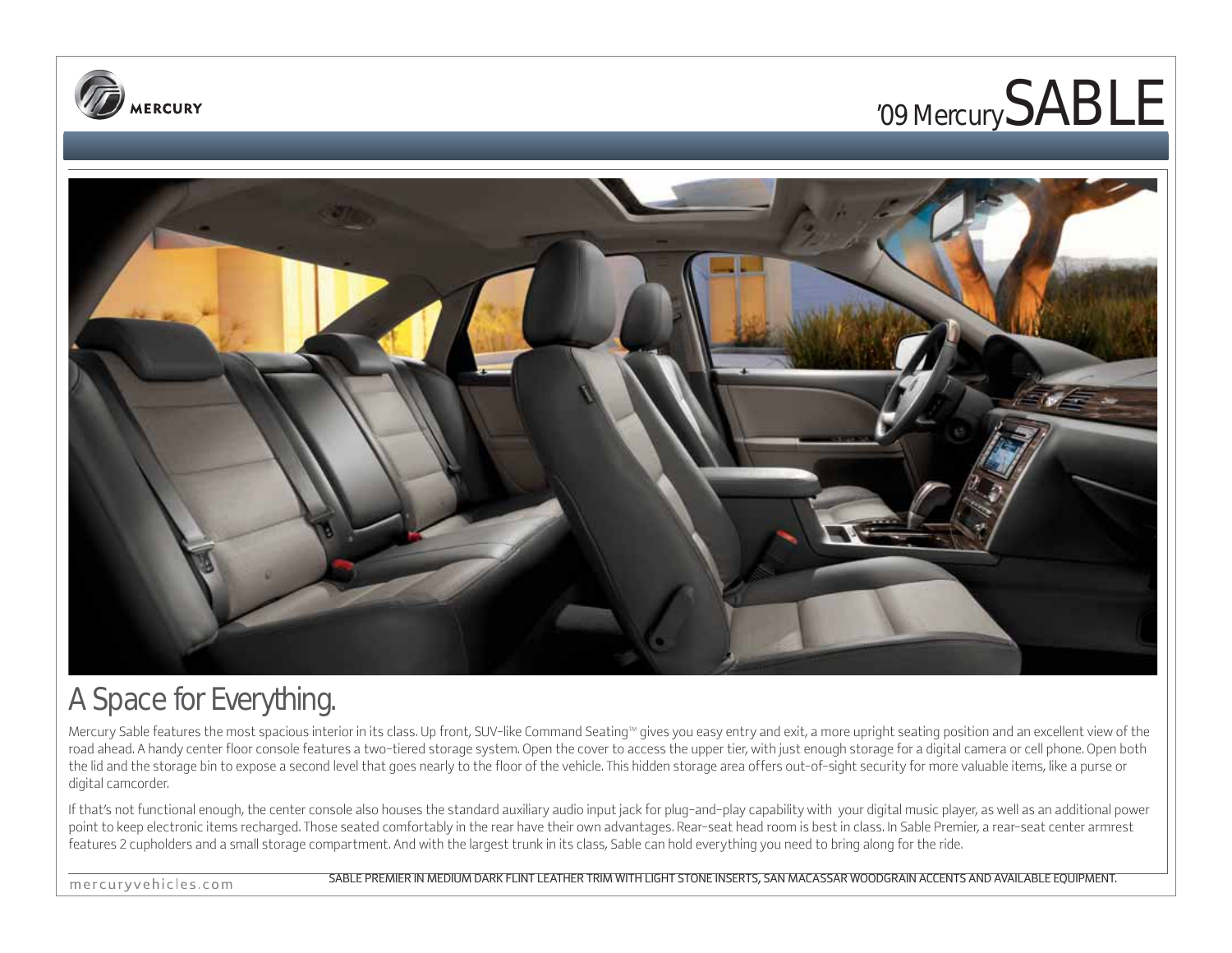'09 Mercury SABLE

# A Space for Everything.

Mercury Sable features the most spacious interior in its class. Up front, SUV-like Command Seating™ gives you easy entry and exit, a more upright seating position and an excellent view of the road ahead. A handy center floor console features a two-tiered storage system. Open the cover to access the upper tier, with just enough storage for a digital camera or cell phone. Open both the lid and the storage bin to expose a second level that goes nearly to the floor of the vehicle. This hidden storage area offers out-of-sight security for more valuable items, like a purse or digital camcorder.

If that's not functional enough, the center console also houses the standard auxiliary audio input jack for plug-and-play capability with your digital music player, as well as an additional power point to keep electronic items recharged. Those seated comfortably in the rear have their own advantages. Rear-seat head room is best in class. In Sable Premier, a rear-seat center armrest features 2 cupholders and a small storage compartment. And with the largest trunk in its class, Sable can hold everything you need to bring along for the ride.

SABLE PREMIER IN MEDIUM DARK FLINT LEATHER TRIM WITH LIGHT STONE INSERTS, SAN MACASSAR WOODGRAIN ACCENTS AND AVAILABLE EQUIPMENT.

mercuryvehicles.com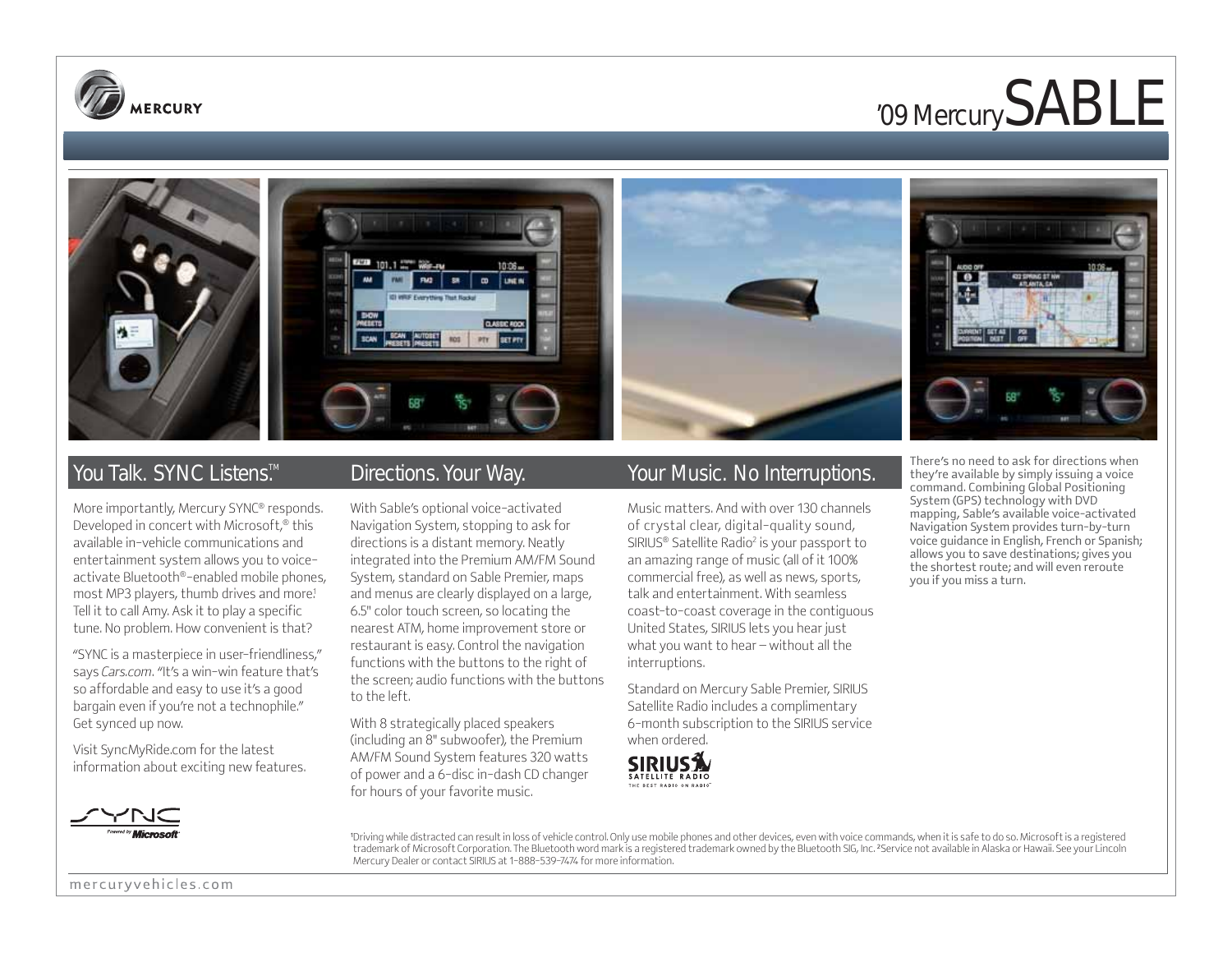# '09 Mercury SABLE

## You Talk. SYNC Listens.™

More importantly, Mercury SYNC® responds. Developed in concert with Microsoft,® this available in-vehicle communications and entertainment system allows you to voice-activate Bluetooth®-enabled mobile phones, most MP3 players, thumb drives and more.[1] Tell it to call Amy. Ask it to play a specific tune. No problem. How convenient is that?

"SYNC is a masterpiece in user-friendliness," says *Cars.com*. "It's a win-win feature that's so affordable and easy to use it's a good bargain even if you're not a technophile." Get synced up now.

Visit SyncMyRide.com for the latest information about exciting new features.

## Directions. Your Way.

With Sable's optional voice-activated Navigation System, stopping to ask for directions is a distant memory. Neatly integrated into the Premium AM/FM Sound System, standard on Sable Premier, maps and menus are clearly displayed on a large, 6.5" color touch screen, so locating the nearest ATM, home improvement store or restaurant is easy. Control the navigation functions with the buttons to the right of the screen; audio functions with the buttons to the left.

With 8 strategically placed speakers (including an 8" subwoofer), the Premium AM/FM Sound System features 320 watts of power and a 6-disc in-dash CD changer for hours of your favorite music.

## Your Music. No Interruptions.

Music matters. And with over 130 channels of crystal clear, digital-quality sound, SIRIUS® Satellite Radio[2] is your passport to an amazing range of music (all of it 100% commercial free), as well as news, sports, talk and entertainment. With seamless coast-to-coast coverage in the contiguous United States, SIRIUS lets you hear just what you want to hear – without all the interruptions.

Standard on Mercury Sable Premier, SIRIUS Satellite Radio includes a complimentary 6-month subscription to the SIRIUS service when ordered.

There's no need to ask for directions when they're available by simply issuing a voice command. Combining Global Positioning System (GPS) technology with DVD mapping, Sable's available voice-activated Navigation System provides turn-by-turn voice guidance in English, French or Spanish; allows you to save destinations; gives you the shortest route; and will even reroute you if you miss a turn.

[1]Driving while distracted can result in loss of vehicle control. Only use mobile phones and other devices, even with voice commands, when it is safe to do so. Microsoft is a registered trademark of Microsoft Corporation. The Bluetooth word mark is a registered trademark owned by the Bluetooth SIG, Inc. [2]Service not available in Alaska or Hawaii. See your Lincoln Mercury Dealer or contact SIRIUS at 1-888-539-7474 for more information.

mercuryvehicles.com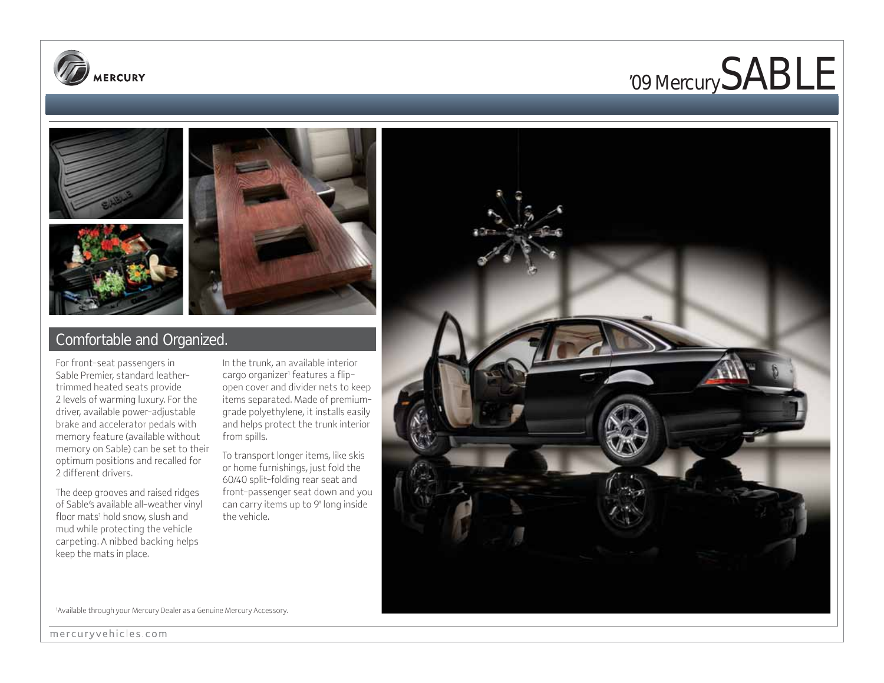## Comfortable and Organized.

For front-seat passengers in Sable Premier, standard leather-trimmed heated seats provide 2 levels of warming luxury. For the driver, available power-adjustable brake and accelerator pedals with memory feature (available without memory on Sable) can be set to their optimum positions and recalled for 2 different drivers.

The deep grooves and raised ridges of Sable's available all-weather vinyl floor mats[1] hold snow, slush and mud while protecting the vehicle carpeting. A nibbed backing helps keep the mats in place.

In the trunk, an available interior cargo organizer[1] features a flip-open cover and divider nets to keep items separated. Made of premium-grade polyethylene, it installs easily and helps protect the trunk interior from spills.

To transport longer items, like skis or home furnishings, just fold the 60/40 split-folding rear seat and front-passenger seat down and you can carry items up to 9' long inside the vehicle.

[1]Available through your Mercury Dealer as a Genuine Mercury Accessory.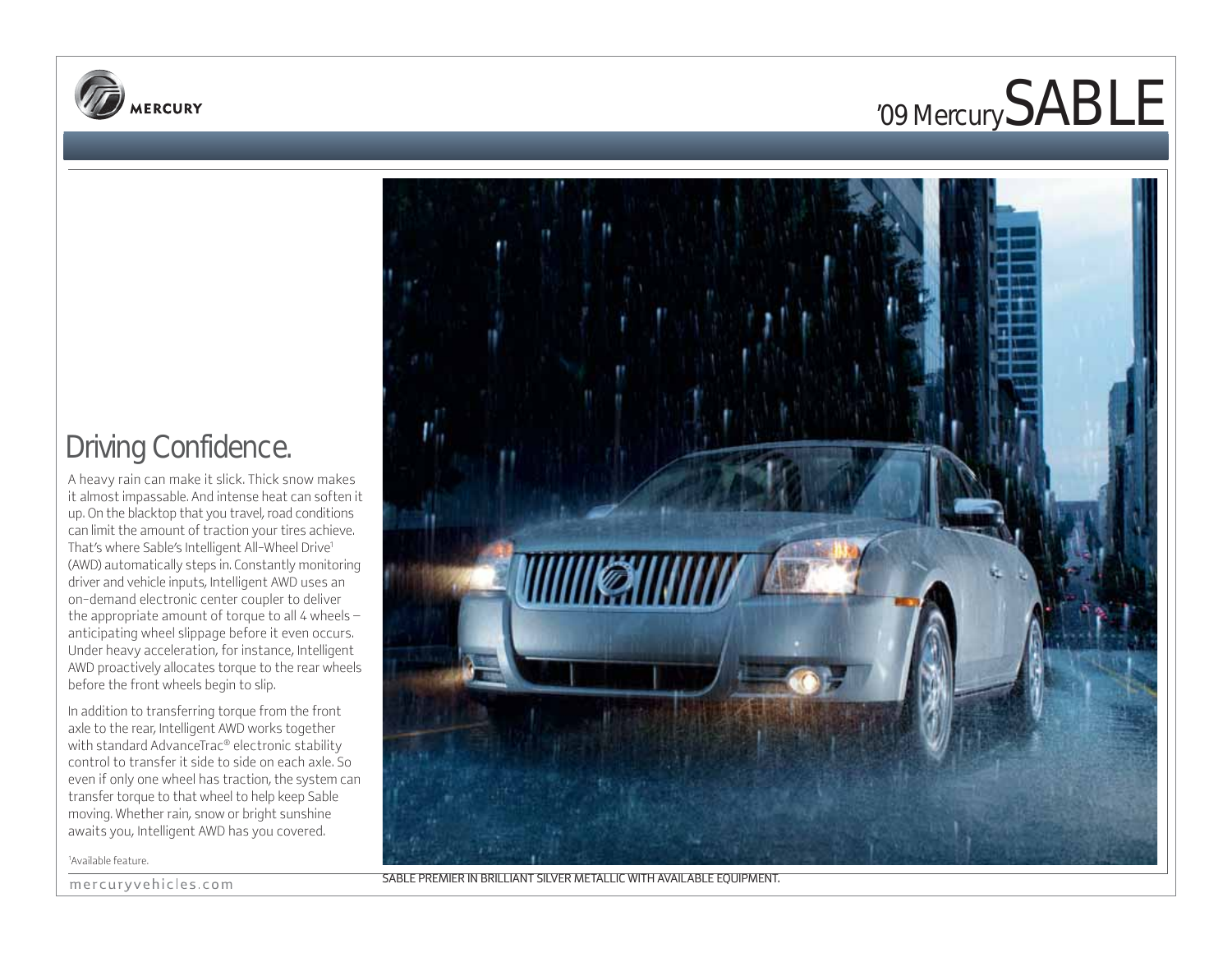# '09 Mercury SABLE

## Driving Confidence.

A heavy rain can make it slick. Thick snow makes it almost impassable. And intense heat can soften it up. On the blacktop that you travel, road conditions can limit the amount of traction your tires achieve. That's where Sable's Intelligent All-Wheel Drive[1] (AWD) automatically steps in. Constantly monitoring driver and vehicle inputs, Intelligent AWD uses an on-demand electronic center coupler to deliver the appropriate amount of torque to all 4 wheels – anticipating wheel slippage before it even occurs. Under heavy acceleration, for instance, Intelligent AWD proactively allocates torque to the rear wheels before the front wheels begin to slip.

In addition to transferring torque from the front axle to the rear, Intelligent AWD works together with standard AdvanceTrac® electronic stability control to transfer it side to side on each axle. So even if only one wheel has traction, the system can transfer torque to that wheel to help keep Sable moving. Whether rain, snow or bright sunshine awaits you, Intelligent AWD has you covered.

[1]Available feature.

SABLE PREMIER IN BRILLIANT SILVER METALLIC WITH AVAILABLE EQUIPMENT.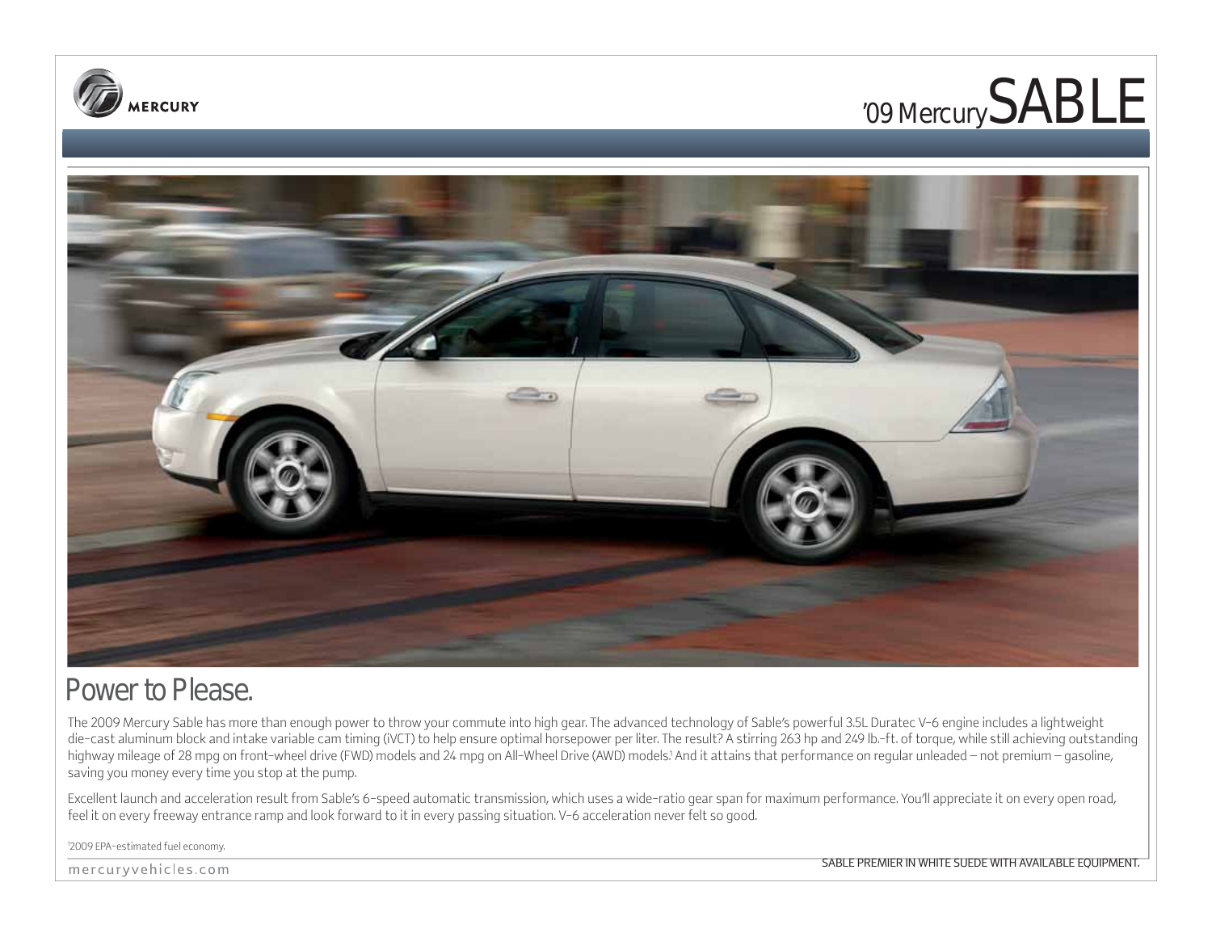# '09 Mercury SABLE

## Power to Please.

The 2009 Mercury Sable has more than enough power to throw your commute into high gear. The advanced technology of Sable's powerful 3.5L Duratec V-6 engine includes a lightweight die-cast aluminum block and intake variable cam timing (iVCT) to help ensure optimal horsepower per liter. The result? A stirring 263 hp and 249 lb.-ft. of torque, while still achieving outstanding highway mileage of 28 mpg on front-wheel drive (FWD) models and 24 mpg on All-Wheel Drive (AWD) models.[1] And it attains that performance on regular unleaded – not premium – gasoline, saving you money every time you stop at the pump.

Excellent launch and acceleration result from Sable's 6-speed automatic transmission, which uses a wide-ratio gear span for maximum performance. You'll appreciate it on every open road, feel it on every freeway entrance ramp and look forward to it in every passing situation. V-6 acceleration never felt so good.

[1]2009 EPA-estimated fuel economy.

SABLE PREMIER IN WHITE SUEDE WITH AVAILABLE EQUIPMENT.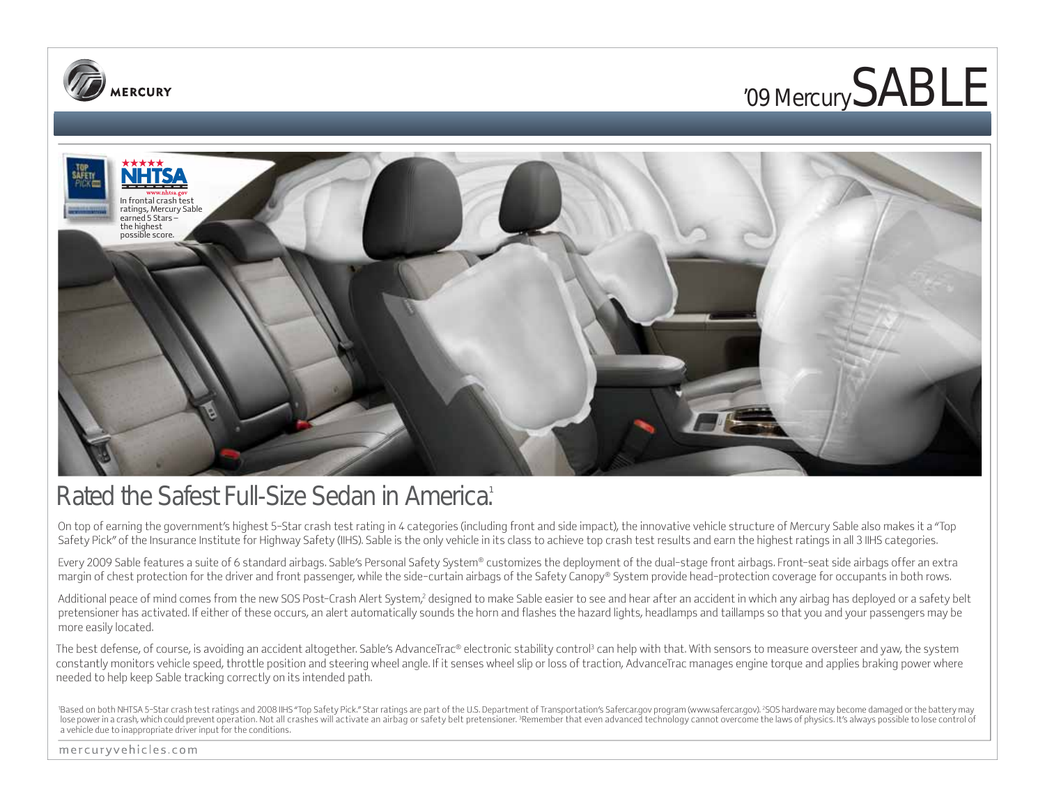# '09 Mercury SABLE

In frontal crash test ratings, Mercury Sable earned 5 Stars – the highest possible score.

## Rated the Safest Full-Size Sedan in America.[1]

On top of earning the government's highest 5-Star crash test rating in 4 categories (including front and side impact), the innovative vehicle structure of Mercury Sable also makes it a "Top Safety Pick" of the Insurance Institute for Highway Safety (IIHS). Sable is the only vehicle in its class to achieve top crash test results and earn the highest ratings in all 3 IIHS categories.

Every 2009 Sable features a suite of 6 standard airbags. Sable's Personal Safety System® customizes the deployment of the dual-stage front airbags. Front-seat side airbags offer an extra margin of chest protection for the driver and front passenger, while the side-curtain airbags of the Safety Canopy® System provide head-protection coverage for occupants in both rows.

Additional peace of mind comes from the new SOS Post-Crash Alert System,[2] designed to make Sable easier to see and hear after an accident in which any airbag has deployed or a safety belt pretensioner has activated. If either of these occurs, an alert automatically sounds the horn and flashes the hazard lights, headlamps and taillamps so that you and your passengers may be more easily located.

The best defense, of course, is avoiding an accident altogether. Sable's AdvanceTrac® electronic stability control[3] can help with that. With sensors to measure oversteer and yaw, the system constantly monitors vehicle speed, throttle position and steering wheel angle. If it senses wheel slip or loss of traction, AdvanceTrac manages engine torque and applies braking power where needed to help keep Sable tracking correctly on its intended path.

[1]Based on both NHTSA 5-Star crash test ratings and 2008 IIHS "Top Safety Pick." Star ratings are part of the U.S. Department of Transportation's Safercar.gov program (www.safercar.gov). [2]SOS hardware may become damaged or the battery may lose power in a crash, which could prevent operation. Not all crashes will activate an airbag or safety belt pretensioner. [3]Remember that even advanced technology cannot overcome the laws of physics. It's always possible to lose control of a vehicle due to inappropriate driver input for the conditions.

mercuryvehicles.com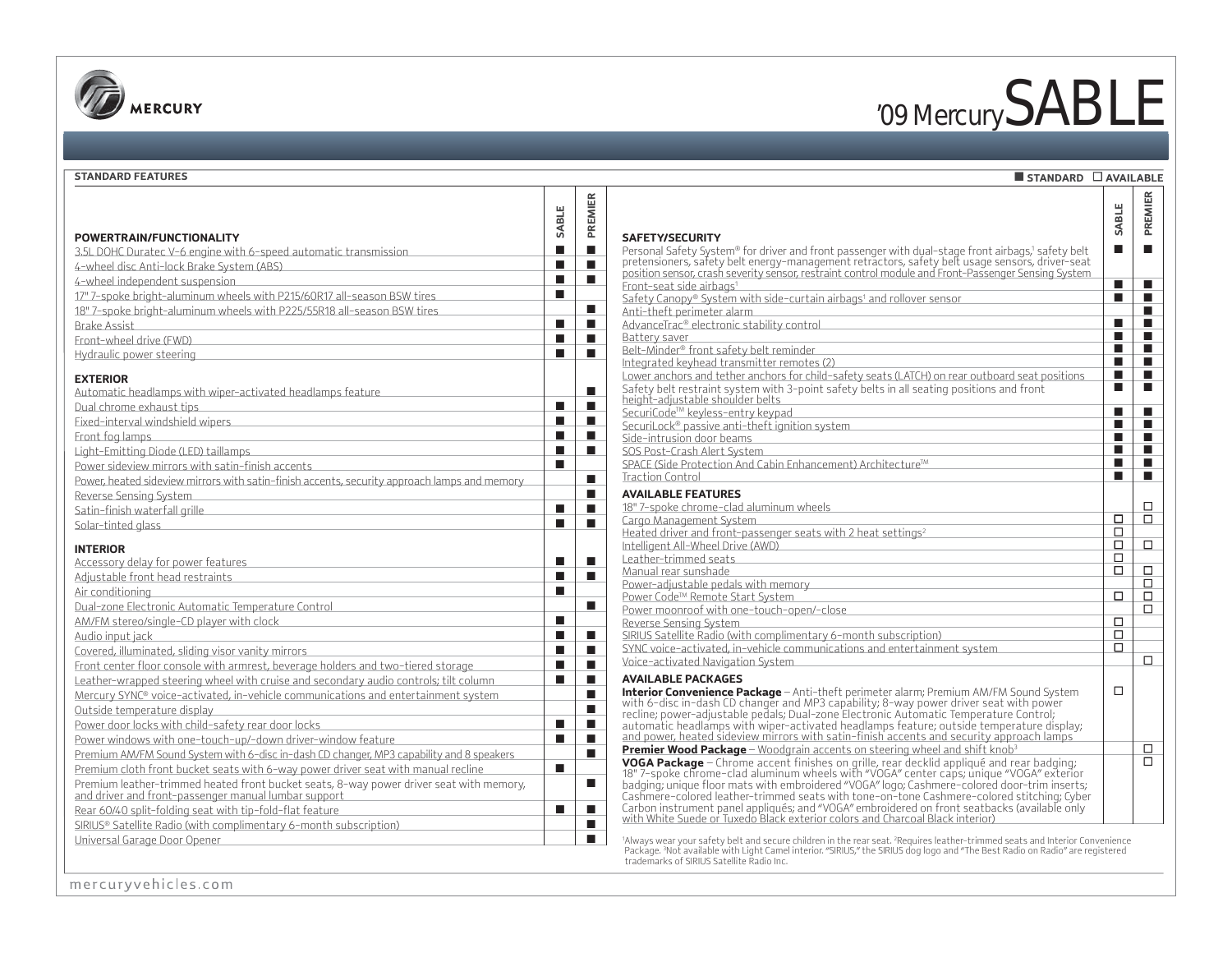# '09 Mercury SABLE

**STANDARD FEATURES**

■ STANDARD ☐ AVAILABLE

| POWERTRAIN/FUNCTIONALITY | SABLE | PREMIER |
|---|---|---|
| 3.5L DOHC Duratec V-6 engine with 6-speed automatic transmission | ■ | ■ |
| 4-wheel disc Anti-lock Brake System (ABS) | ■ | ■ |
| 4-wheel independent suspension | ■ | ■ |
| 17" 7-spoke bright-aluminum wheels with P215/60R17 all-season BSW tires | ■ | |
| 18" 7-spoke bright-aluminum wheels with P225/55R18 all-season BSW tires | | ■ |
| Brake Assist | ■ | ■ |
| Front-wheel drive (FWD) | ■ | ■ |
| Hydraulic power steering | ■ | ■ |
| **EXTERIOR** | | |
| Automatic headlamps with wiper-activated headlamps feature | | ■ |
| Dual chrome exhaust tips | ■ | ■ |
| Fixed-interval windshield wipers | ■ | ■ |
| Front fog lamps | ■ | ■ |
| Light-Emitting Diode (LED) taillamps | ■ | ■ |
| Power sideview mirrors with satin-finish accents | ■ | |
| Power, heated sideview mirrors with satin-finish accents, security approach lamps and memory | | ■ |
| Reverse Sensing System | | ■ |
| Satin-finish waterfall grille | ■ | ■ |
| Solar-tinted glass | ■ | ■ |
| **INTERIOR** | | |
| Accessory delay for power features | ■ | ■ |
| Adjustable front head restraints | ■ | ■ |
| Air conditioning | ■ | |
| Dual-zone Electronic Automatic Temperature Control | | ■ |
| AM/FM stereo/single-CD player with clock | ■ | |
| Audio input jack | ■ | ■ |
| Covered, illuminated, sliding visor vanity mirrors | ■ | ■ |
| Front center floor console with armrest, beverage holders and two-tiered storage | ■ | ■ |
| Leather-wrapped steering wheel with cruise and secondary audio controls; tilt column | ■ | ■ |
| Mercury SYNC® voice-activated, in-vehicle communications and entertainment system | | ■ |
| Outside temperature display | | ■ |
| Power door locks with child-safety rear door locks | ■ | ■ |
| Power windows with one-touch-up/-down driver-window feature | ■ | ■ |
| Premium AM/FM Sound System with 6-disc in-dash CD changer, MP3 capability and 8 speakers | | ■ |
| Premium cloth front bucket seats with 6-way power driver seat with manual recline | ■ | |
| Premium leather-trimmed heated front bucket seats, 8-way power driver seat with memory, and driver and front-passenger manual lumbar support | | ■ |
| Rear 60/40 split-folding seat with tip-fold-flat feature | ■ | ■ |
| SIRIUS® Satellite Radio (with complimentary 6-month subscription) | | ■ |
| Universal Garage Door Opener | | ■ |

| SAFETY/SECURITY | SABLE | PREMIER |
|---|---|---|
| Personal Safety System® for driver and front passenger with dual-stage front airbags,[1] safety belt pretensioners, safety belt energy-management retractors, safety belt usage sensors, driver-seat position sensor, crash severity sensor, restraint control module and Front-Passenger Sensing System | ■ | ■ |
| Front-seat side airbags[1] | ■ | ■ |
| Safety Canopy® System with side-curtain airbags[1] and rollover sensor | ■ | ■ |
| Anti-theft perimeter alarm | | ■ |
| AdvanceTrac® electronic stability control | ■ | ■ |
| Battery saver | ■ | ■ |
| Belt-Minder® front safety belt reminder | ■ | ■ |
| Integrated keyhead transmitter remotes (2) | ■ | ■ |
| Lower anchors and tether anchors for child-safety seats (LATCH) on rear outboard seat positions | ■ | ■ |
| Safety belt restraint system with 3-point safety belts in all seating positions and front height-adjustable shoulder belts | ■ | ■ |
| SecuriCode™ keyless-entry keypad | ■ | ■ |
| SecuriLock® passive anti-theft ignition system | ■ | ■ |
| Side-intrusion door beams | ■ | ■ |
| SOS Post-Crash Alert System | ■ | ■ |
| SPACE (Side Protection And Cabin Enhancement) Architecture™ | ■ | ■ |
| Traction Control | ■ | ■ |
| **AVAILABLE FEATURES** | | |
| 18" 7-spoke chrome-clad aluminum wheels | | ☐ |
| Cargo Management System | ☐ | ☐ |
| Heated driver and front-passenger seats with 2 heat settings[2] | ☐ | |
| Intelligent All-Wheel Drive (AWD) | ☐ | ☐ |
| Leather-trimmed seats | ☐ | |
| Manual rear sunshade | ☐ | ☐ |
| Power-adjustable pedals with memory | | ☐ |
| Power Code™ Remote Start System | ☐ | ☐ |
| Power moonroof with one-touch-open/-close | | ☐ |
| Reverse Sensing System | ☐ | |
| SIRIUS Satellite Radio (with complimentary 6-month subscription) | ☐ | |
| SYNC voice-activated, in-vehicle communications and entertainment system | ☐ | |
| Voice-activated Navigation System | | ☐ |
| **AVAILABLE PACKAGES** | | |
| **Interior Convenience Package** – Anti-theft perimeter alarm; Premium AM/FM Sound System with 6-disc in-dash CD changer and MP3 capability; 8-way power driver seat with power recline; power-adjustable pedals; Dual-zone Electronic Automatic Temperature Control; automatic headlamps with wiper-activated headlamps feature; outside temperature display; and power, heated sideview mirrors with satin-finish accents and security approach lamps | ☐ | |
| **Premier Wood Package** – Woodgrain accents on steering wheel and shift knob[3] | | ☐ |
| **VOGA Package** – Chrome accent finishes on grille, rear decklid appliqué and rear badging; 18" 7-spoke chrome-clad aluminum wheels with "VOGA" center caps; unique "VOGA" exterior badging; unique floor mats with embroidered "VOGA" logo; Cashmere-colored door-trim inserts; Cashmere-colored leather-trimmed seats with tone-on-tone Cashmere-colored stitching; Cyber Carbon instrument panel appliqués; and "VOGA" embroidered on front seatbacks (available only with White Suede or Tuxedo Black exterior colors and Charcoal Black interior) | | ☐ |

[1]Always wear your safety belt and secure children in the rear seat. [2]Requires leather-trimmed seats and Interior Convenience Package. [3]Not available with Light Camel interior. "SIRIUS," the SIRIUS dog logo and "The Best Radio on Radio" are registered trademarks of SIRIUS Satellite Radio Inc.

mercuryvehicles.com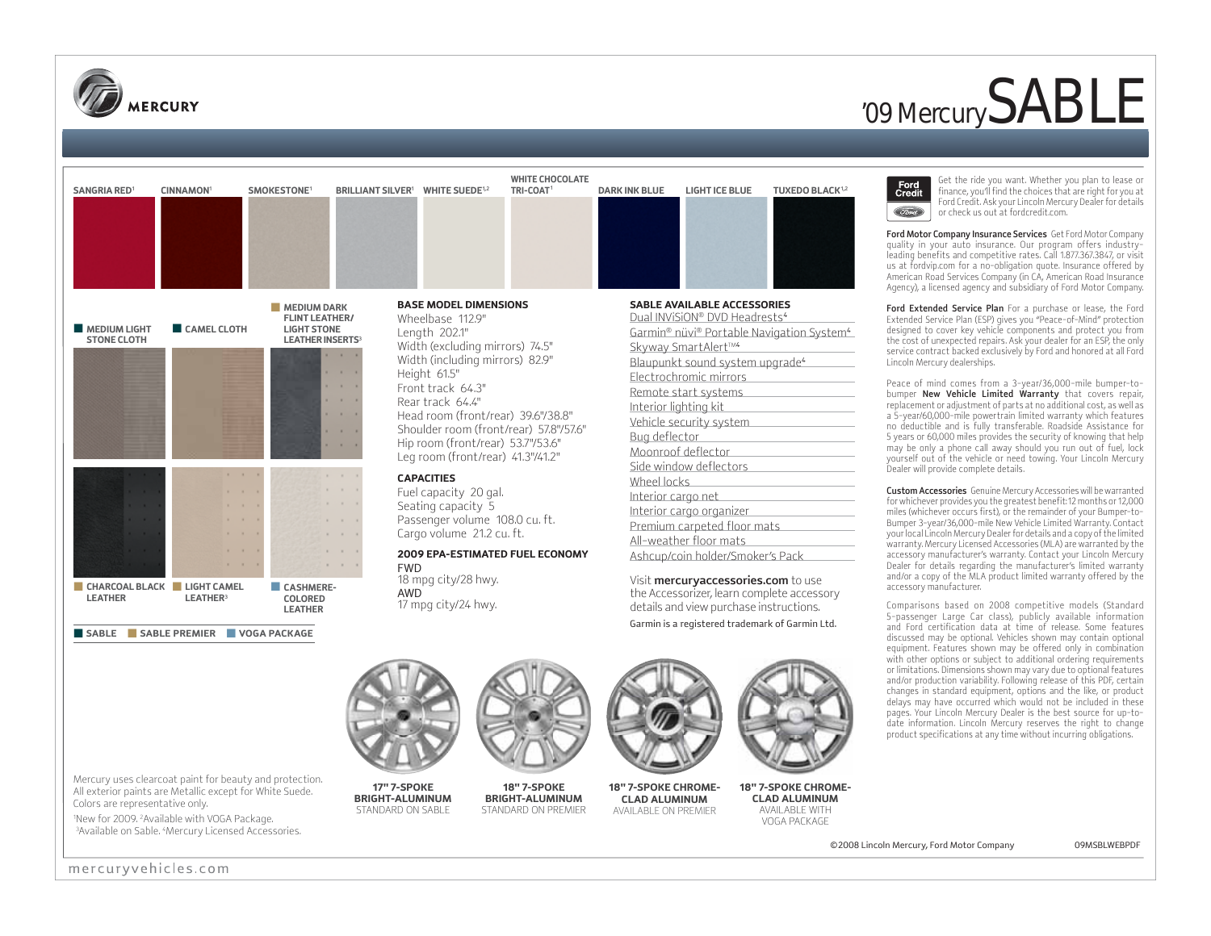# '09 Mercury SABLE

SANGRIA RED[1] | CINNAMON[1] | SMOKESTONE[1] | BRILLIANT SILVER[1] | WHITE SUEDE[1,2] | WHITE CHOCOLATE TRI-COAT[1] | DARK INK BLUE | LIGHT ICE BLUE | TUXEDO BLACK[1,2]

MEDIUM LIGHT STONE CLOTH

CAMEL CLOTH

MEDIUM DARK FLINT LEATHER/ LIGHT STONE LEATHER INSERTS[3]

CHARCOAL BLACK LEATHER

LIGHT CAMEL LEATHER[3]

CASHMERE-COLORED LEATHER

SABLE | SABLE PREMIER | VOGA PACKAGE

Mercury uses clearcoat paint for beauty and protection. All exterior paints are Metallic except for White Suede. Colors are representative only.

[1]New for 2009. [2]Available with VOGA Package. [3]Available on Sable. [4]Mercury Licensed Accessories.

**BASE MODEL DIMENSIONS**

Wheelbase 112.9"
Length 202.1"
Width (excluding mirrors) 74.5"
Width (including mirrors) 82.9"
Height 61.5"
Front track 64.3"
Rear track 64.4"
Head room (front/rear) 39.6"/38.8"
Shoulder room (front/rear) 57.8"/57.6"
Hip room (front/rear) 53.7"/53.6"
Leg room (front/rear) 41.3"/41.2"

**CAPACITIES**

Fuel capacity 20 gal.
Seating capacity 5
Passenger volume 108.0 cu. ft.
Cargo volume 21.2 cu. ft.

**2009 EPA-ESTIMATED FUEL ECONOMY**

FWD
18 mpg city/28 hwy.
AWD
17 mpg city/24 hwy.

**SABLE AVAILABLE ACCESSORIES**

Dual INViSiON® DVD Headrests[4]
Garmin® nüvi® Portable Navigation System[4]
Skyway SmartAlert™[4]
Blaupunkt sound system upgrade[4]
Electrochromic mirrors
Remote start systems
Interior lighting kit
Vehicle security system
Bug deflector
Moonroof deflector
Side window deflectors
Wheel locks
Interior cargo net
Interior cargo organizer
Premium carpeted floor mats
All-weather floor mats
Ashcup/coin holder/Smoker's Pack

Visit **mercuryaccessories.com** to use the Accessorizer, learn complete accessory details and view purchase instructions.

Garmin is a registered trademark of Garmin Ltd.

**17" 7-SPOKE BRIGHT-ALUMINUM**
STANDARD ON SABLE

**18" 7-SPOKE BRIGHT-ALUMINUM**
STANDARD ON PREMIER

**18" 7-SPOKE CHROME-CLAD ALUMINUM**
AVAILABLE ON PREMIER

**18" 7-SPOKE CHROME-CLAD ALUMINUM**
AVAILABLE WITH VOGA PACKAGE

Get the ride you want. Whether you plan to lease or finance, you'll find the choices that are right for you at Ford Credit. Ask your Lincoln Mercury Dealer for details or check us out at fordcredit.com.

**Ford Motor Company Insurance Services** Get Ford Motor Company quality in your auto insurance. Our program offers industry-leading benefits and competitive rates. Call 1.877.367.3847, or visit us at fordvip.com for a no-obligation quote. Insurance offered by American Road Services Company (in CA, American Road Insurance Agency), a licensed agency and subsidiary of Ford Motor Company.

**Ford Extended Service Plan** For a purchase or lease, the Ford Extended Service Plan (ESP) gives you "Peace-of-Mind" protection designed to cover key vehicle components and protect you from the cost of unexpected repairs. Ask your dealer for an ESP, the only service contract backed exclusively by Ford and honored at all Ford Lincoln Mercury dealerships.

Peace of mind comes from a 3-year/36,000-mile bumper-to-bumper **New Vehicle Limited Warranty** that covers repair, replacement or adjustment of parts at no additional cost, as well as a 5-year/60,000-mile powertrain limited warranty which features no deductible and is fully transferable. Roadside Assistance for 5 years or 60,000 miles provides the security of knowing that help may be only a phone call away should you run out of fuel, lock yourself out of the vehicle or need towing. Your Lincoln Mercury Dealer will provide complete details.

**Custom Accessories** Genuine Mercury Accessories will be warranted for whichever provides you the greatest benefit: 12 months or 12,000 miles (whichever occurs first), or the remainder of your Bumper-to-Bumper 3-year/36,000-mile New Vehicle Limited Warranty. Contact your local Lincoln Mercury Dealer for details and a copy of the limited warranty. Mercury Licensed Accessories (MLA) are warranted by the accessory manufacturer's warranty. Contact your Lincoln Mercury Dealer for details regarding the manufacturer's limited warranty and/or a copy of the MLA product limited warranty offered by the accessory manufacturer.

Comparisons based on 2008 competitive models (Standard 5-passenger Large Car class), publicly available information and Ford certification data at time of release. Some features discussed may be optional. Vehicles shown may contain optional equipment. Features shown may be offered only in combination with other options or subject to additional ordering requirements or limitations. Dimensions shown may vary due to optional features and/or production variability. Following release of this PDF, certain changes in standard equipment, options and the like, or product delays may have occurred which would not be included in these pages. Your Lincoln Mercury Dealer is the best source for up-to-date information. Lincoln Mercury reserves the right to change product specifications at any time without incurring obligations.

©2008 Lincoln Mercury, Ford Motor Company

09MSBLWEBPDF

mercuryvehicles.com